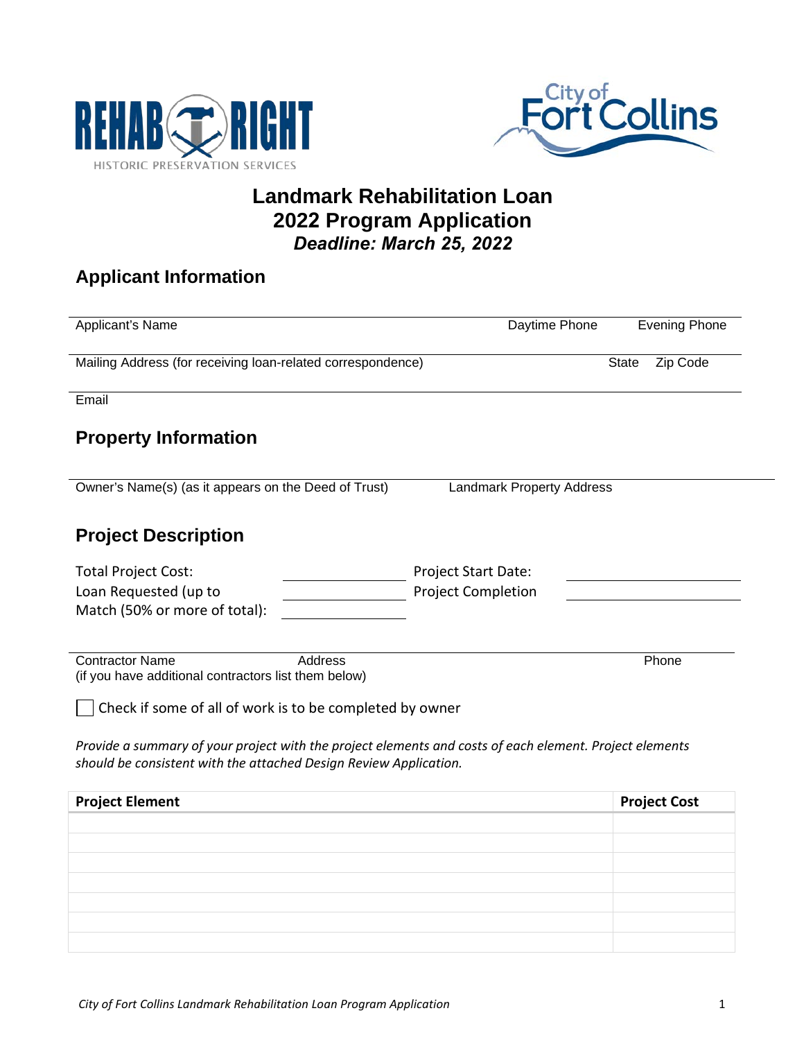# Landmark Rehabilitation Loan
# 2022 Program Application
***Deadline: March 25, 2022***

## Applicant Information

Applicant's Name | Daytime Phone | Evening Phone

Mailing Address (for receiving loan-related correspondence) | State | Zip Code

Email

## Property Information

Owner's Name(s) (as it appears on the Deed of Trust) | Landmark Property Address

## Project Description

Total Project Cost: \_\_\_\_\_\_\_\_\_\_ Project Start Date: \_\_\_\_\_\_\_\_\_\_

Loan Requested (up to \_\_\_\_\_\_\_\_\_\_ Project Completion \_\_\_\_\_\_\_\_\_\_

Match (50% or more of total): \_\_\_\_\_\_\_\_\_\_

Contractor Name | Address | Phone

(if you have additional contractors list them below)

☐ Check if some of all of work is to be completed by owner

*Provide a summary of your project with the project elements and costs of each element. Project elements should be consistent with the attached Design Review Application.*

| **Project Element** | **Project Cost** |
|---|---|
| | |
| | |
| | |
| | |
| | |
| | |
| | |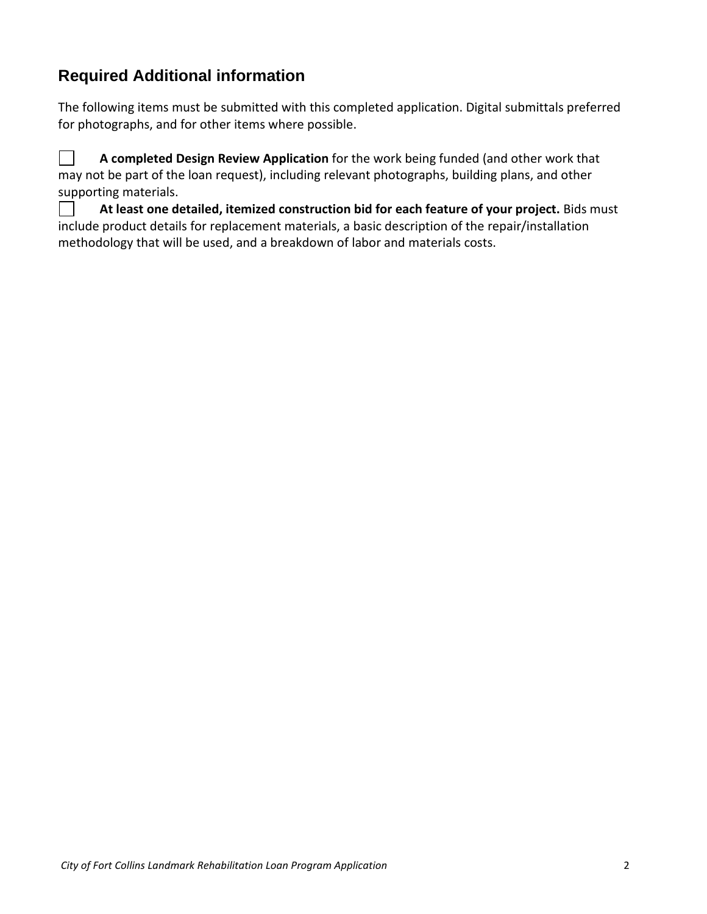## Required Additional information

The following items must be submitted with this completed application. Digital submittals preferred for photographs, and for other items where possible.

- [ ] **A completed Design Review Application** for the work being funded (and other work that may not be part of the loan request), including relevant photographs, building plans, and other supporting materials.
- [ ] **At least one detailed, itemized construction bid for each feature of your project.** Bids must include product details for replacement materials, a basic description of the repair/installation methodology that will be used, and a breakdown of labor and materials costs.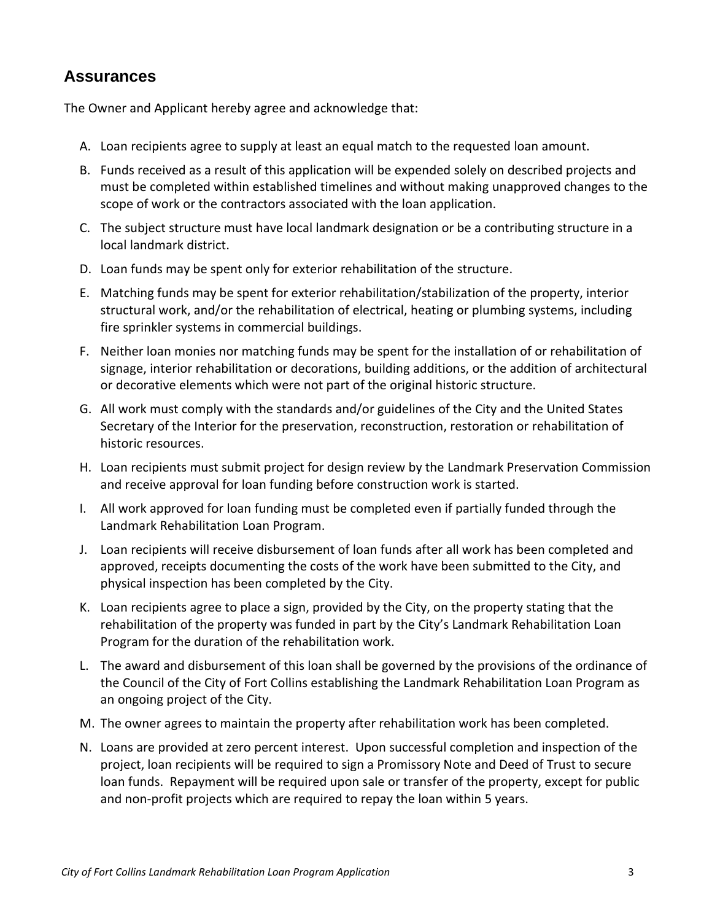## Assurances

The Owner and Applicant hereby agree and acknowledge that:

A. Loan recipients agree to supply at least an equal match to the requested loan amount.

B. Funds received as a result of this application will be expended solely on described projects and must be completed within established timelines and without making unapproved changes to the scope of work or the contractors associated with the loan application.

C. The subject structure must have local landmark designation or be a contributing structure in a local landmark district.

D. Loan funds may be spent only for exterior rehabilitation of the structure.

E. Matching funds may be spent for exterior rehabilitation/stabilization of the property, interior structural work, and/or the rehabilitation of electrical, heating or plumbing systems, including fire sprinkler systems in commercial buildings.

F. Neither loan monies nor matching funds may be spent for the installation of or rehabilitation of signage, interior rehabilitation or decorations, building additions, or the addition of architectural or decorative elements which were not part of the original historic structure.

G. All work must comply with the standards and/or guidelines of the City and the United States Secretary of the Interior for the preservation, reconstruction, restoration or rehabilitation of historic resources.

H. Loan recipients must submit project for design review by the Landmark Preservation Commission and receive approval for loan funding before construction work is started.

I. All work approved for loan funding must be completed even if partially funded through the Landmark Rehabilitation Loan Program.

J. Loan recipients will receive disbursement of loan funds after all work has been completed and approved, receipts documenting the costs of the work have been submitted to the City, and physical inspection has been completed by the City.

K. Loan recipients agree to place a sign, provided by the City, on the property stating that the rehabilitation of the property was funded in part by the City's Landmark Rehabilitation Loan Program for the duration of the rehabilitation work.

L. The award and disbursement of this loan shall be governed by the provisions of the ordinance of the Council of the City of Fort Collins establishing the Landmark Rehabilitation Loan Program as an ongoing project of the City.

M. The owner agrees to maintain the property after rehabilitation work has been completed.

N. Loans are provided at zero percent interest. Upon successful completion and inspection of the project, loan recipients will be required to sign a Promissory Note and Deed of Trust to secure loan funds. Repayment will be required upon sale or transfer of the property, except for public and non-profit projects which are required to repay the loan within 5 years.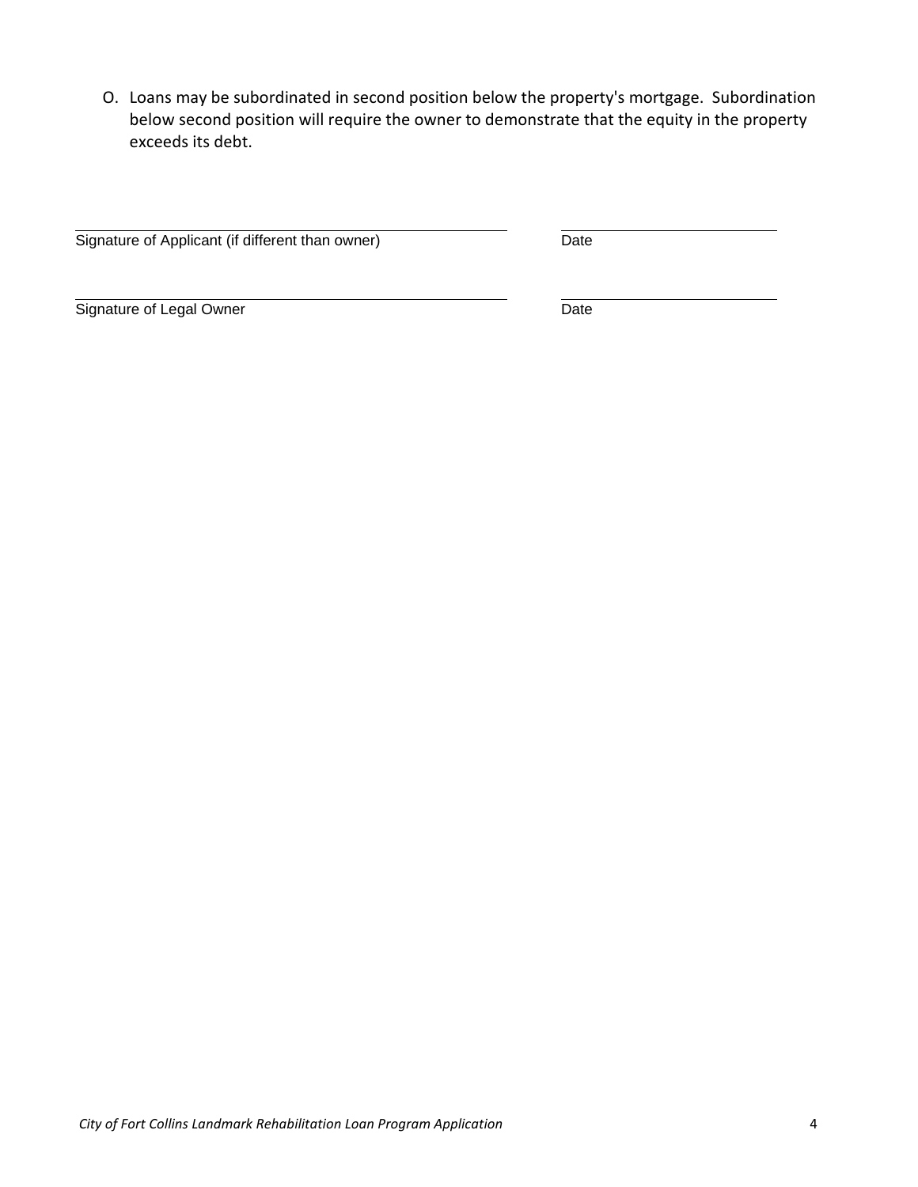O. Loans may be subordinated in second position below the property's mortgage. Subordination below second position will require the owner to demonstrate that the equity in the property exceeds its debt.

\_\_\_\_\_\_\_\_\_\_\_\_\_\_\_\_\_\_\_\_\_\_\_\_\_\_\_\_\_\_\_\_\_\_\_\_\_\_\_\_ \_\_\_\_\_\_\_\_\_\_\_\_\_\_\_\_\_\_\_\_

Signature of Applicant (if different than owner) Date

\_\_\_\_\_\_\_\_\_\_\_\_\_\_\_\_\_\_\_\_\_\_\_\_\_\_\_\_\_\_\_\_\_\_\_\_\_\_\_\_ \_\_\_\_\_\_\_\_\_\_\_\_\_\_\_\_\_\_\_\_

Signature of Legal Owner Date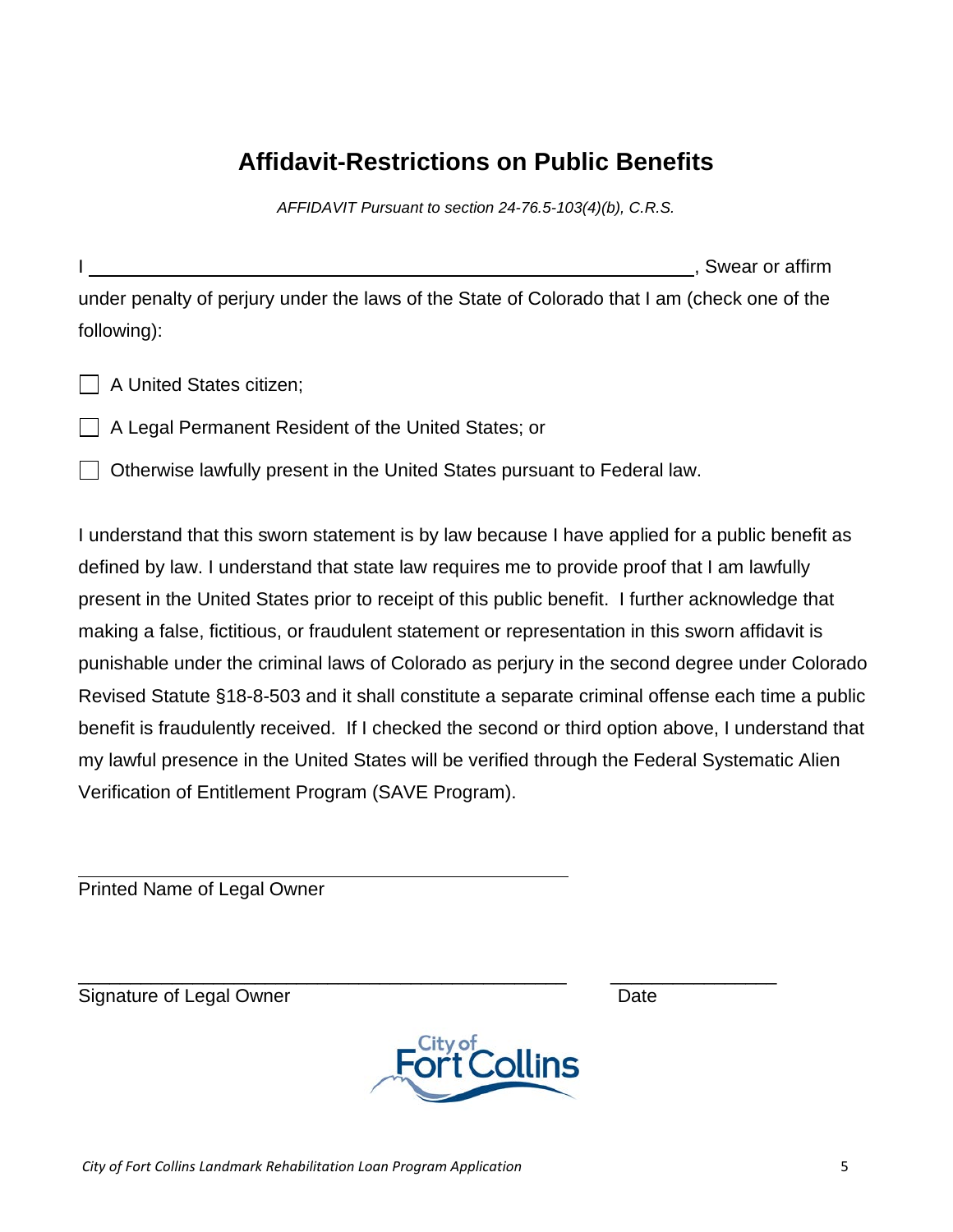# Affidavit-Restrictions on Public Benefits

*AFFIDAVIT Pursuant to section 24-76.5-103(4)(b), C.R.S.*

I ______________________________________________, Swear or affirm under penalty of perjury under the laws of the State of Colorado that I am (check one of the following):

- ☐ A United States citizen;
- ☐ A Legal Permanent Resident of the United States; or
- ☐ Otherwise lawfully present in the United States pursuant to Federal law.

I understand that this sworn statement is by law because I have applied for a public benefit as defined by law. I understand that state law requires me to provide proof that I am lawfully present in the United States prior to receipt of this public benefit. I further acknowledge that making a false, fictitious, or fraudulent statement or representation in this sworn affidavit is punishable under the criminal laws of Colorado as perjury in the second degree under Colorado Revised Statute §18-8-503 and it shall constitute a separate criminal offense each time a public benefit is fraudulently received. If I checked the second or third option above, I understand that my lawful presence in the United States will be verified through the Federal Systematic Alien Verification of Entitlement Program (SAVE Program).

______________________________________________
Printed Name of Legal Owner

______________________________________________ ________________
Signature of Legal Owner Date

City of Fort Collins